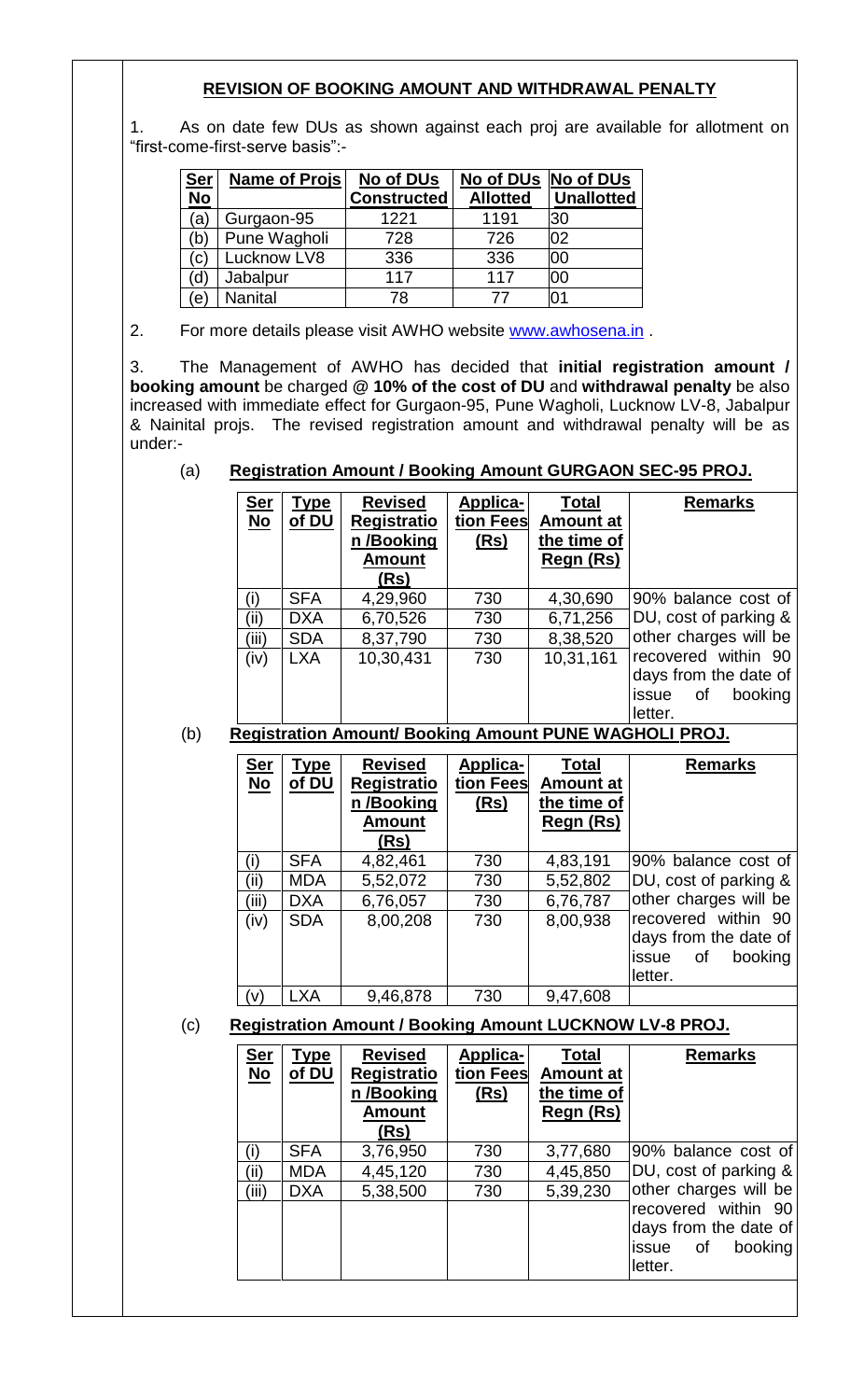## REVISION OF BOOKING AMOUNT AND WITHDRAWAL PENALTY

1. As on date few DUs as shown against each proj are available for allotment on "first-come-first-serve basis":-

| Ser No | Name of Projs | No of DUs Constructed | No of DUs Allotted | No of DUs Unallotted |
|---|---|---|---|---|
| (a) | Gurgaon-95 | 1221 | 1191 | 30 |
| (b) | Pune Wagholi | 728 | 726 | 02 |
| (c) | Lucknow LV8 | 336 | 336 | 00 |
| (d) | Jabalpur | 117 | 117 | 00 |
| (e) | Nanital | 78 | 77 | 01 |

2. For more details please visit AWHO website www.awhosena.in .

3. The Management of AWHO has decided that **initial registration amount / booking amount** be charged **@ 10% of the cost of DU** and **withdrawal penalty** be also increased with immediate effect for Gurgaon-95, Pune Wagholi, Lucknow LV-8, Jabalpur & Nainital projs. The revised registration amount and withdrawal penalty will be as under:-

(a) **Registration Amount / Booking Amount GURGAON SEC-95 PROJ.**

| Ser No | Type of DU | Revised Registration /Booking Amount (Rs) | Application Fees (Rs) | Total Amount at the time of Regn (Rs) | Remarks |
|---|---|---|---|---|---|
| (i) | SFA | 4,29,960 | 730 | 4,30,690 | 90% balance cost of DU, cost of parking & other charges will be recovered within 90 days from the date of issue of booking letter. |
| (ii) | DXA | 6,70,526 | 730 | 6,71,256 | |
| (iii) | SDA | 8,37,790 | 730 | 8,38,520 | |
| (iv) | LXA | 10,30,431 | 730 | 10,31,161 | |

(b) **Registration Amount/ Booking Amount PUNE WAGHOLI PROJ.**

| Ser No | Type of DU | Revised Registration /Booking Amount (Rs) | Application Fees (Rs) | Total Amount at the time of Regn (Rs) | Remarks |
|---|---|---|---|---|---|
| (i) | SFA | 4,82,461 | 730 | 4,83,191 | 90% balance cost of DU, cost of parking & other charges will be recovered within 90 days from the date of issue of booking letter. |
| (ii) | MDA | 5,52,072 | 730 | 5,52,802 | |
| (iii) | DXA | 6,76,057 | 730 | 6,76,787 | |
| (iv) | SDA | 8,00,208 | 730 | 8,00,938 | |
| (v) | LXA | 9,46,878 | 730 | 9,47,608 | |

(c) **Registration Amount / Booking Amount LUCKNOW LV-8 PROJ.**

| Ser No | Type of DU | Revised Registration /Booking Amount (Rs) | Application Fees (Rs) | Total Amount at the time of Regn (Rs) | Remarks |
|---|---|---|---|---|---|
| (i) | SFA | 3,76,950 | 730 | 3,77,680 | 90% balance cost of DU, cost of parking & other charges will be recovered within 90 days from the date of issue of booking letter. |
| (ii) | MDA | 4,45,120 | 730 | 4,45,850 | |
| (iii) | DXA | 5,38,500 | 730 | 5,39,230 | |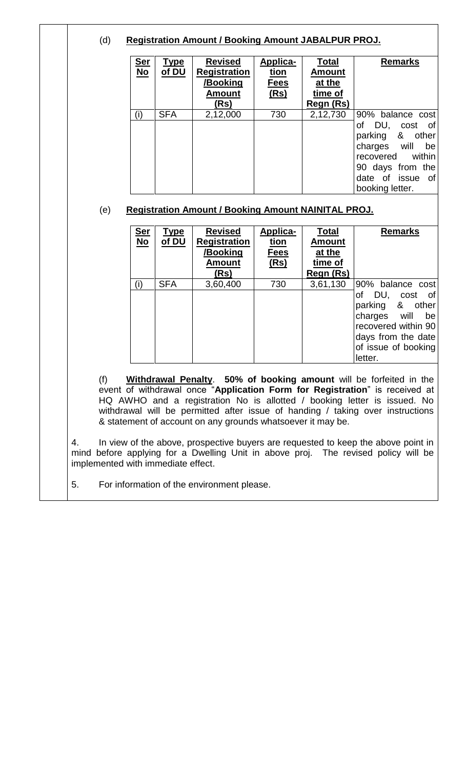(d) **Registration Amount / Booking Amount JABALPUR PROJ.**

| Ser No | Type of DU | Revised Registration /Booking Amount (Rs) | Application Fees (Rs) | Total Amount at the time of Regn (Rs) | Remarks |
|---|---|---|---|---|---|
| (i) | SFA | 2,12,000 | 730 | 2,12,730 | 90% balance cost of DU, cost of parking & other charges will be recovered within 90 days from the date of issue of booking letter. |

(e) **Registration Amount / Booking Amount NAINITAL PROJ.**

| Ser No | Type of DU | Revised Registration /Booking Amount (Rs) | Application Fees (Rs) | Total Amount at the time of Regn (Rs) | Remarks |
|---|---|---|---|---|---|
| (i) | SFA | 3,60,400 | 730 | 3,61,130 | 90% balance cost of DU, cost of parking & other charges will be recovered within 90 days from the date of issue of booking letter. |

(f) **Withdrawal Penalty**. **50% of booking amount** will be forfeited in the event of withdrawal once "**Application Form for Registration**" is received at HQ AWHO and a registration No is allotted / booking letter is issued. No withdrawal will be permitted after issue of handing / taking over instructions & statement of account on any grounds whatsoever it may be.

4. In view of the above, prospective buyers are requested to keep the above point in mind before applying for a Dwelling Unit in above proj. The revised policy will be implemented with immediate effect.

5. For information of the environment please.